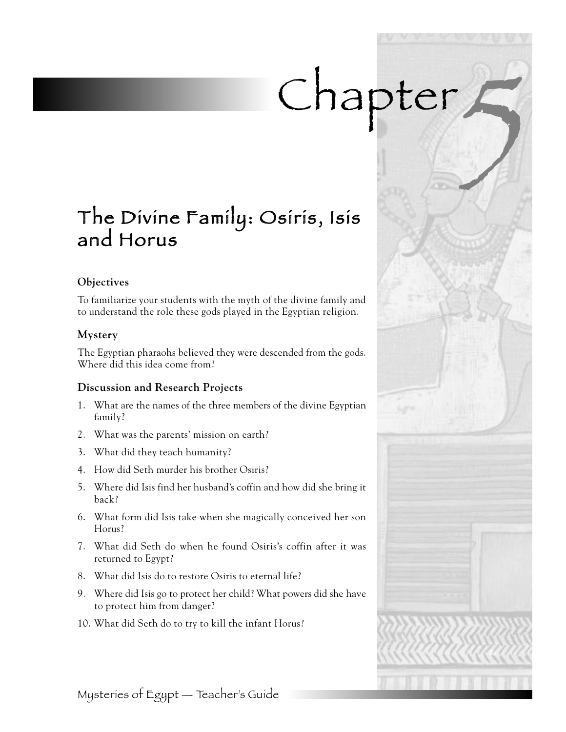# Chapter 5

## The Divine Family: Osiris, Isis and Horus

### Objectives

To familiarize your students with the myth of the divine family and to understand the role these gods played in the Egyptian religion.

### Mystery

The Egyptian pharaohs believed they were descended from the gods. Where did this idea come from?

### Discussion and Research Projects

1. What are the names of the three members of the divine Egyptian family?
2. What was the parents' mission on earth?
3. What did they teach humanity?
4. How did Seth murder his brother Osiris?
5. Where did Isis find her husband's coffin and how did she bring it back?
6. What form did Isis take when she magically conceived her son Horus?
7. What did Seth do when he found Osiris's coffin after it was returned to Egypt?
8. What did Isis do to restore Osiris to eternal life?
9. Where did Isis go to protect her child? What powers did she have to protect him from danger?
10. What did Seth do to try to kill the infant Horus?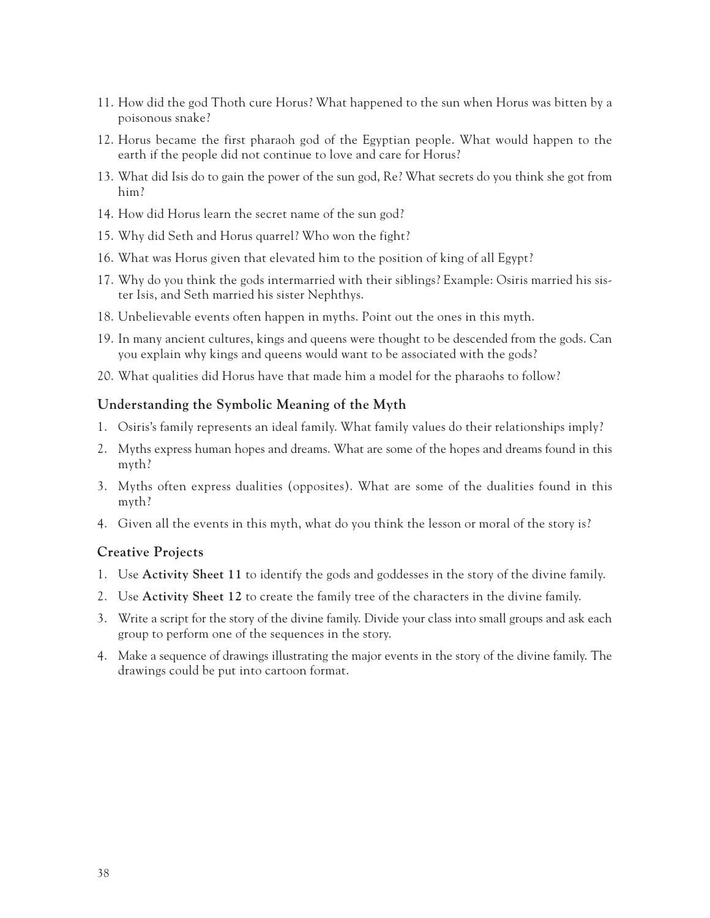11. How did the god Thoth cure Horus? What happened to the sun when Horus was bitten by a poisonous snake?
12. Horus became the first pharaoh god of the Egyptian people. What would happen to the earth if the people did not continue to love and care for Horus?
13. What did Isis do to gain the power of the sun god, Re? What secrets do you think she got from him?
14. How did Horus learn the secret name of the sun god?
15. Why did Seth and Horus quarrel? Who won the fight?
16. What was Horus given that elevated him to the position of king of all Egypt?
17. Why do you think the gods intermarried with their siblings? Example: Osiris married his sister Isis, and Seth married his sister Nephthys.
18. Unbelievable events often happen in myths. Point out the ones in this myth.
19. In many ancient cultures, kings and queens were thought to be descended from the gods. Can you explain why kings and queens would want to be associated with the gods?
20. What qualities did Horus have that made him a model for the pharaohs to follow?

### Understanding the Symbolic Meaning of the Myth

1. Osiris's family represents an ideal family. What family values do their relationships imply?
2. Myths express human hopes and dreams. What are some of the hopes and dreams found in this myth?
3. Myths often express dualities (opposites). What are some of the dualities found in this myth?
4. Given all the events in this myth, what do you think the lesson or moral of the story is?

### Creative Projects

1. Use **Activity Sheet 11** to identify the gods and goddesses in the story of the divine family.
2. Use **Activity Sheet 12** to create the family tree of the characters in the divine family.
3. Write a script for the story of the divine family. Divide your class into small groups and ask each group to perform one of the sequences in the story.
4. Make a sequence of drawings illustrating the major events in the story of the divine family. The drawings could be put into cartoon format.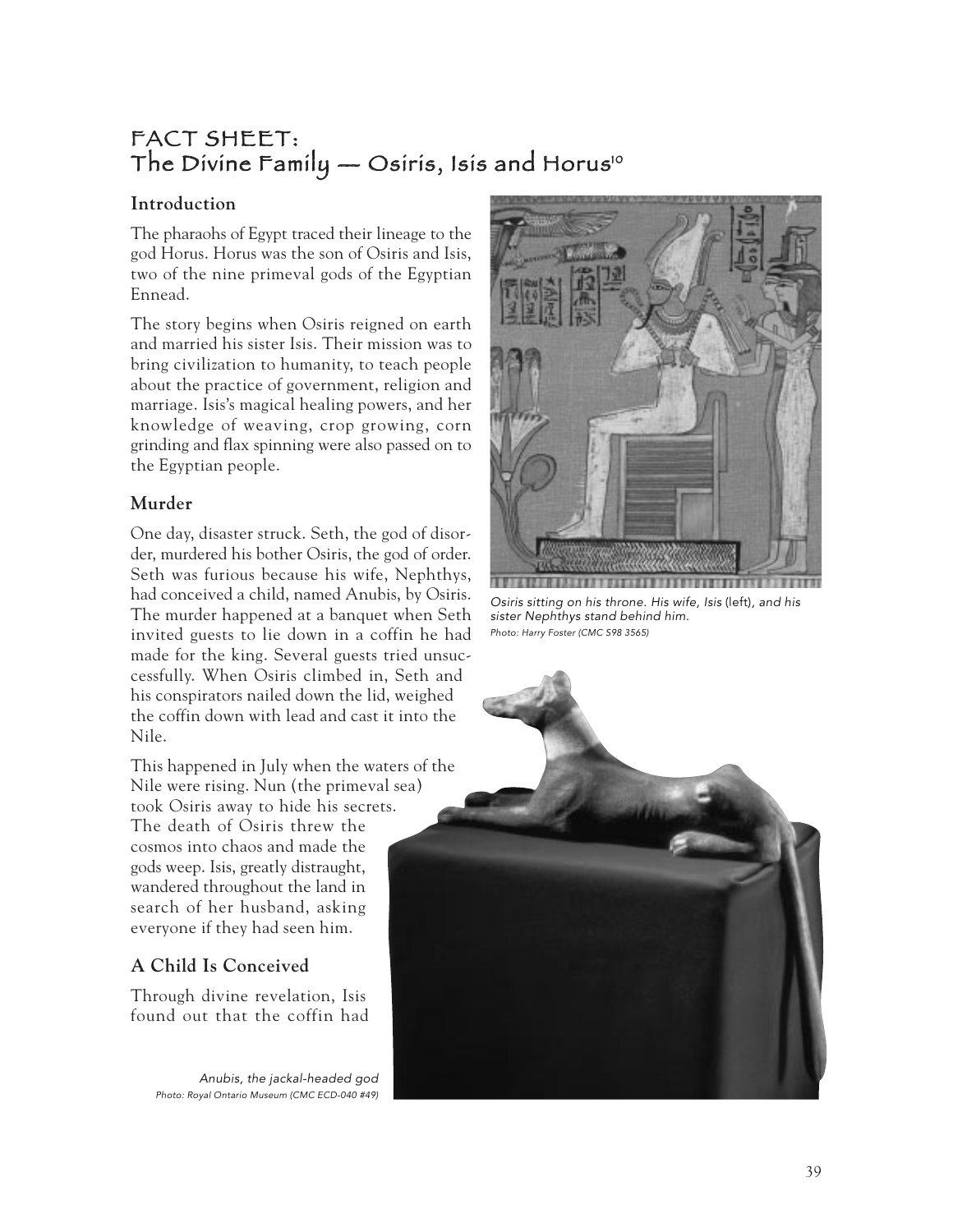# FACT SHEET: The Divine Family — Osiris, Isis and Horus[10]

## Introduction

The pharaohs of Egypt traced their lineage to the god Horus. Horus was the son of Osiris and Isis, two of the nine primeval gods of the Egyptian Ennead.

The story begins when Osiris reigned on earth and married his sister Isis. Their mission was to bring civilization to humanity, to teach people about the practice of government, religion and marriage. Isis's magical healing powers, and her knowledge of weaving, crop growing, corn grinding and flax spinning were also passed on to the Egyptian people.

## Murder

One day, disaster struck. Seth, the god of disorder, murdered his bother Osiris, the god of order. Seth was furious because his wife, Nephthys, had conceived a child, named Anubis, by Osiris. The murder happened at a banquet when Seth invited guests to lie down in a coffin he had made for the king. Several guests tried unsuccessfully. When Osiris climbed in, Seth and his conspirators nailed down the lid, weighed the coffin down with lead and cast it into the Nile.

This happened in July when the waters of the Nile were rising. Nun (the primeval sea) took Osiris away to hide his secrets. The death of Osiris threw the cosmos into chaos and made the gods weep. Isis, greatly distraught, wandered throughout the land in search of her husband, asking everyone if they had seen him.

## A Child Is Conceived

Through divine revelation, Isis found out that the coffin had

*Osiris sitting on his throne. His wife, Isis (left), and his sister Nephthys stand behind him.*
*Photo: Harry Foster (CMC S98 3565)*

*Anubis, the jackal-headed god*
*Photo: Royal Ontario Museum (CMC ECD-040 #49)*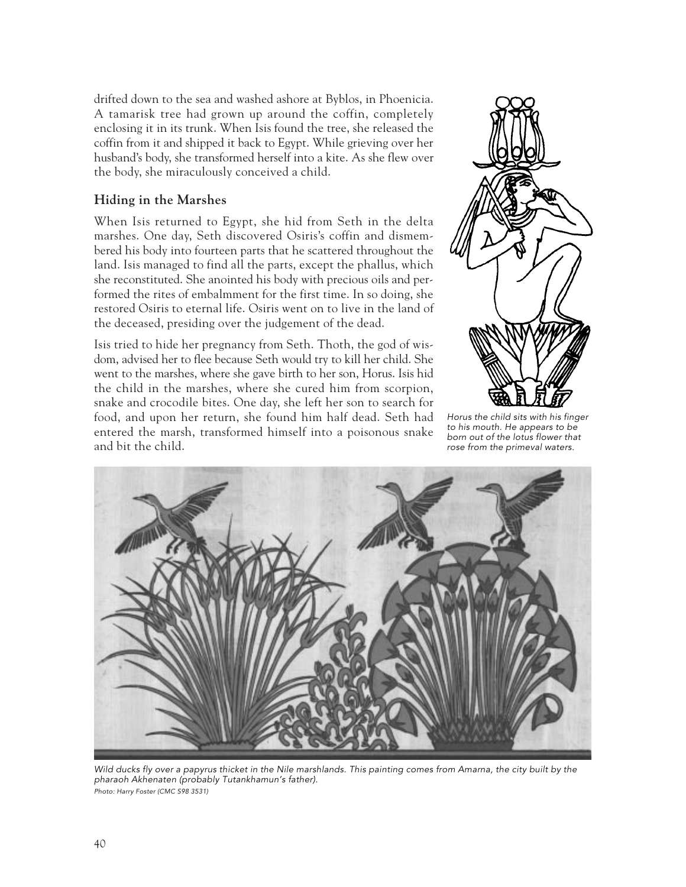drifted down to the sea and washed ashore at Byblos, in Phoenicia. A tamarisk tree had grown up around the coffin, completely enclosing it in its trunk. When Isis found the tree, she released the coffin from it and shipped it back to Egypt. While grieving over her husband's body, she transformed herself into a kite. As she flew over the body, she miraculously conceived a child.

### Hiding in the Marshes

When Isis returned to Egypt, she hid from Seth in the delta marshes. One day, Seth discovered Osiris's coffin and dismembered his body into fourteen parts that he scattered throughout the land. Isis managed to find all the parts, except the phallus, which she reconstituted. She anointed his body with precious oils and performed the rites of embalmment for the first time. In so doing, she restored Osiris to eternal life. Osiris went on to live in the land of the deceased, presiding over the judgement of the dead.

Isis tried to hide her pregnancy from Seth. Thoth, the god of wisdom, advised her to flee because Seth would try to kill her child. She went to the marshes, where she gave birth to her son, Horus. Isis hid the child in the marshes, where she cured him from scorpion, snake and crocodile bites. One day, she left her son to search for food, and upon her return, she found him half dead. Seth had entered the marsh, transformed himself into a poisonous snake and bit the child.

*Horus the child sits with his finger to his mouth. He appears to be born out of the lotus flower that rose from the primeval waters.*

*Wild ducks fly over a papyrus thicket in the Nile marshlands. This painting comes from Amarna, the city built by the pharaoh Akhenaten (probably Tutankhamun's father).*
*Photo: Harry Foster (CMC S98 3531)*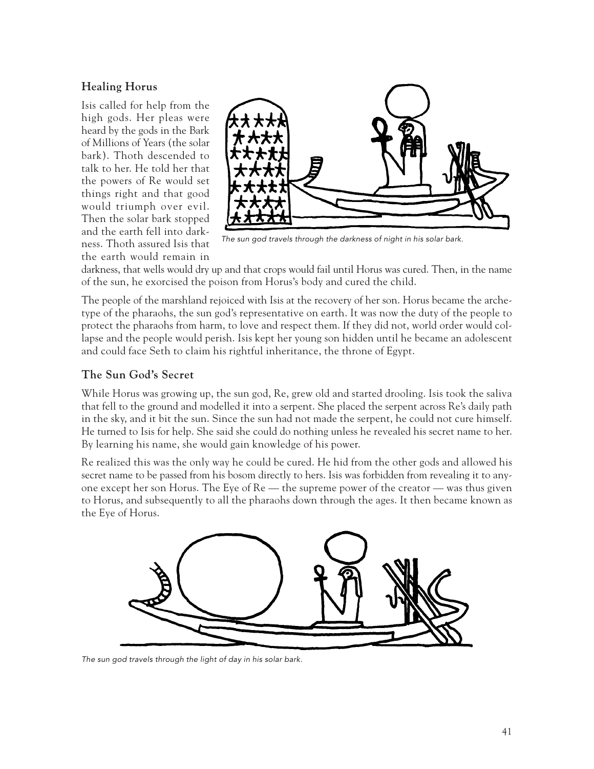### Healing Horus

Isis called for help from the high gods. Her pleas were heard by the gods in the Bark of Millions of Years (the solar bark). Thoth descended to talk to her. He told her that the powers of Re would set things right and that good would triumph over evil. Then the solar bark stopped and the earth fell into darkness. Thoth assured Isis that the earth would remain in darkness, that wells would dry up and that crops would fail until Horus was cured. Then, in the name of the sun, he exorcised the poison from Horus's body and cured the child.

*The sun god travels through the darkness of night in his solar bark.*

The people of the marshland rejoiced with Isis at the recovery of her son. Horus became the archetype of the pharaohs, the sun god's representative on earth. It was now the duty of the people to protect the pharaohs from harm, to love and respect them. If they did not, world order would collapse and the people would perish. Isis kept her young son hidden until he became an adolescent and could face Seth to claim his rightful inheritance, the throne of Egypt.

### The Sun God's Secret

While Horus was growing up, the sun god, Re, grew old and started drooling. Isis took the saliva that fell to the ground and modelled it into a serpent. She placed the serpent across Re's daily path in the sky, and it bit the sun. Since the sun had not made the serpent, he could not cure himself. He turned to Isis for help. She said she could do nothing unless he revealed his secret name to her. By learning his name, she would gain knowledge of his power.

Re realized this was the only way he could be cured. He hid from the other gods and allowed his secret name to be passed from his bosom directly to hers. Isis was forbidden from revealing it to anyone except her son Horus. The Eye of Re — the supreme power of the creator — was thus given to Horus, and subsequently to all the pharaohs down through the ages. It then became known as the Eye of Horus.

*The sun god travels through the light of day in his solar bark.*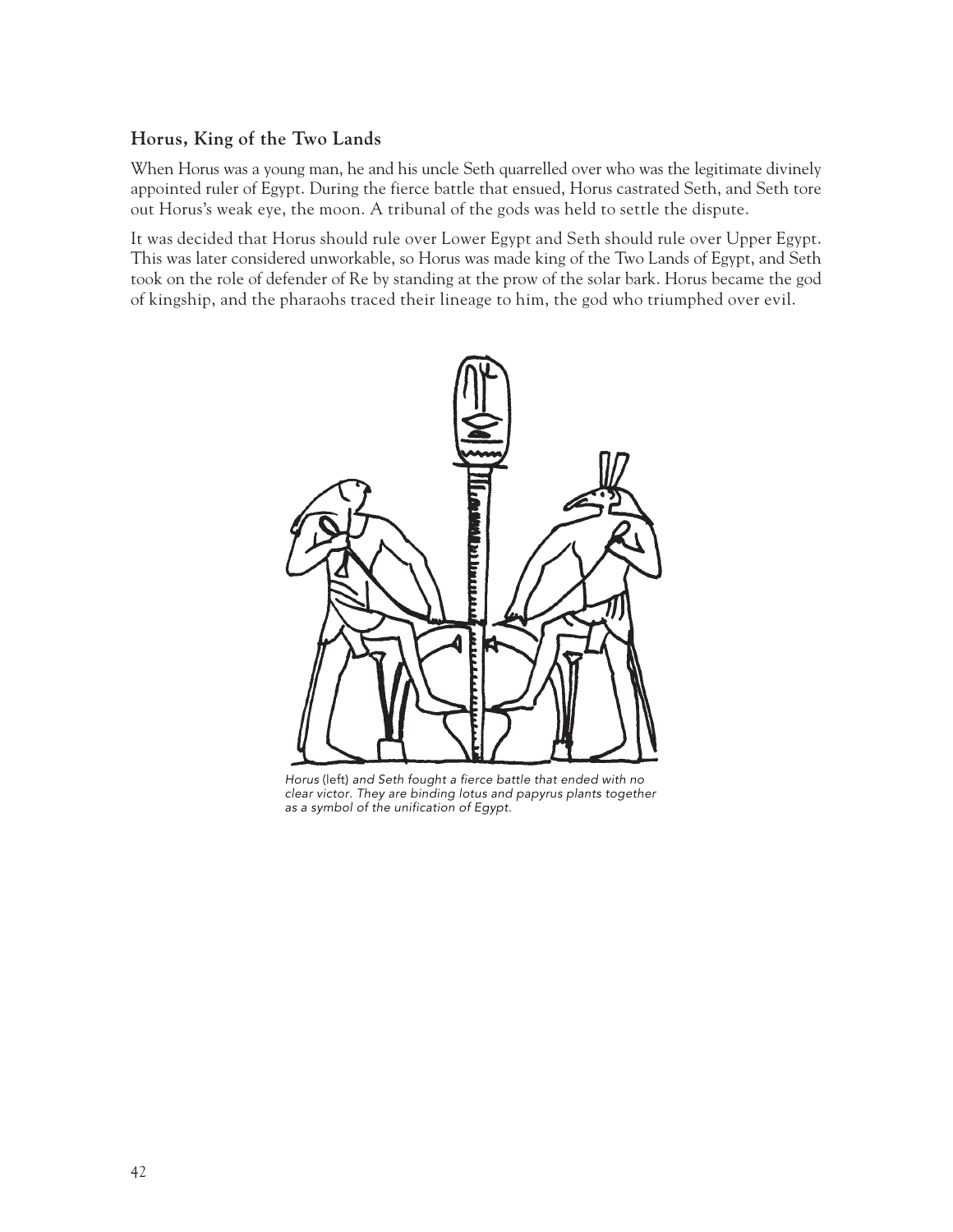### Horus, King of the Two Lands

When Horus was a young man, he and his uncle Seth quarrelled over who was the legitimate divinely appointed ruler of Egypt. During the fierce battle that ensued, Horus castrated Seth, and Seth tore out Horus's weak eye, the moon. A tribunal of the gods was held to settle the dispute.

It was decided that Horus should rule over Lower Egypt and Seth should rule over Upper Egypt. This was later considered unworkable, so Horus was made king of the Two Lands of Egypt, and Seth took on the role of defender of Re by standing at the prow of the solar bark. Horus became the god of kingship, and the pharaohs traced their lineage to him, the god who triumphed over evil.

*Horus (left) and Seth fought a fierce battle that ended with no clear victor. They are binding lotus and papyrus plants together as a symbol of the unification of Egypt.*